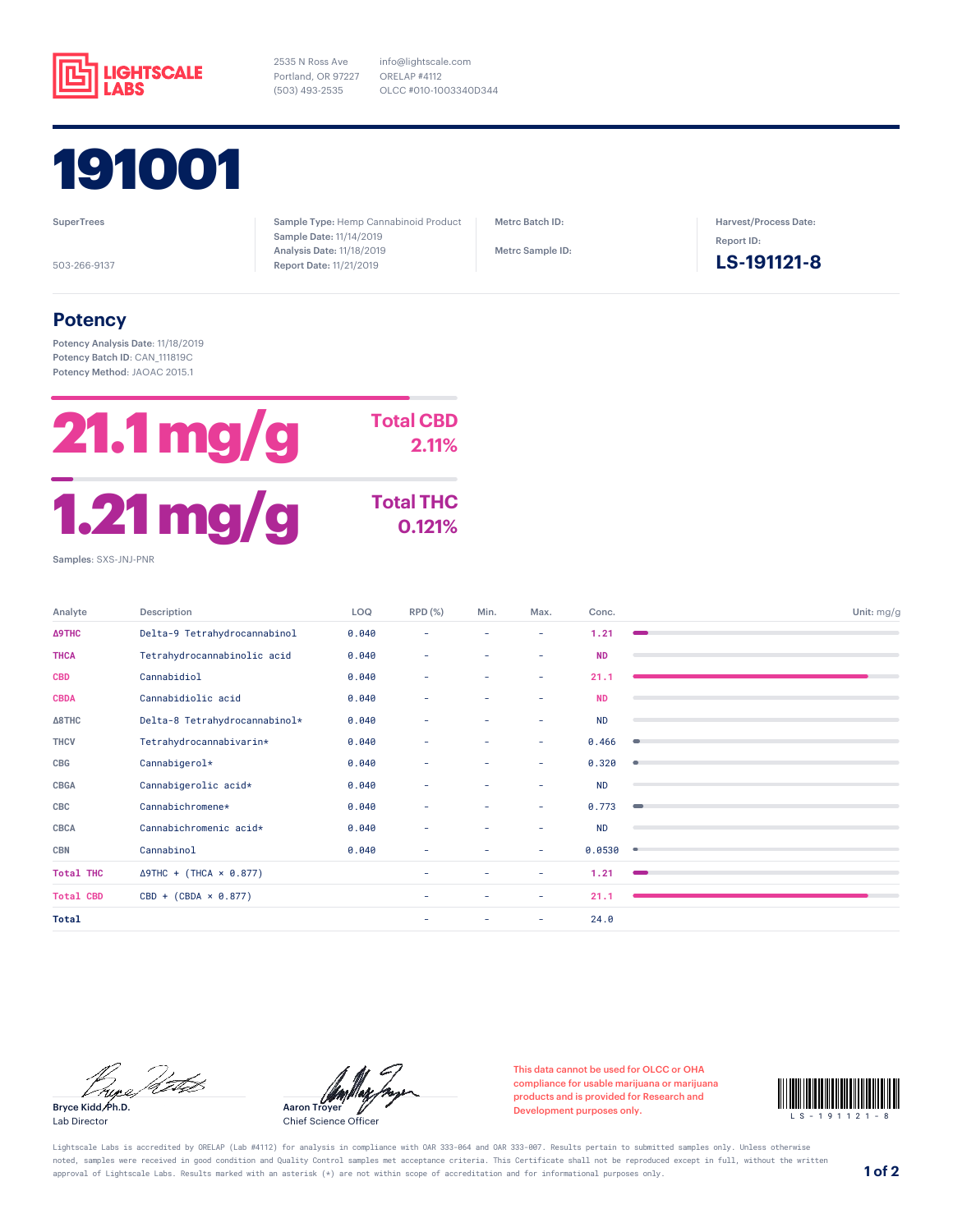**LIGHTSCALE LABS**

2535 N Ross Ave
Portland, OR 97227
(503) 493-2535

info@lightscale.com
ORELAP #4112
OLCC #010-1003340D344

# 191001

SuperTrees

503-266-9137

**Sample Type:** Hemp Cannabinoid Product
**Sample Date:** 11/14/2019
**Analysis Date:** 11/18/2019
**Report Date:** 11/21/2019

**Metrc Batch ID:**

**Metrc Sample ID:**

**Harvest/Process Date:**

**Report ID:**
**LS-191121-8**

## Potency

**Potency Analysis Date:** 11/18/2019
**Potency Batch ID:** CAN_111819C
**Potency Method:** JAOAC 2015.1

**21.1 mg/g** — **Total CBD 2.11%**

**1.21 mg/g** — **Total THC 0.121%**

**Samples:** SXS-JNJ-PNR

| Analyte | Description | LOQ | RPD (%) | Min. | Max. | Conc. |
|---|---|---|---|---|---|---|
| Δ9THC | Delta-9 Tetrahydrocannabinol | 0.040 | – | – | – | 1.21 |
| THCA | Tetrahydrocannabinolic acid | 0.040 | – | – | – | ND |
| CBD | Cannabidiol | 0.040 | – | – | – | 21.1 |
| CBDA | Cannabidiolic acid | 0.040 | – | – | – | ND |
| Δ8THC | Delta-8 Tetrahydrocannabinol* | 0.040 | – | – | – | ND |
| THCV | Tetrahydrocannabivarin* | 0.040 | – | – | – | 0.466 |
| CBG | Cannabigerol* | 0.040 | – | – | – | 0.320 |
| CBGA | Cannabigerolic acid* | 0.040 | – | – | – | ND |
| CBC | Cannabichromene* | 0.040 | – | – | – | 0.773 |
| CBCA | Cannabichromenic acid* | 0.040 | – | – | – | ND |
| CBN | Cannabinol | 0.040 | – | – | – | 0.0530 |
| Total THC | Δ9THC + (THCA × 0.877) | | – | – | – | 1.21 |
| Total CBD | CBD + (CBDA × 0.877) | | – | – | – | 21.1 |
| Total | | | – | – | – | 24.0 |

Unit: mg/g

Bryce Kidd, Ph.D.
Lab Director

Aaron Troyer
Chief Science Officer

This data cannot be used for OLCC or OHA compliance for usable marijuana or marijuana products and is provided for Research and Development purposes only.

LS-191121-8

Lightscale Labs is accredited by ORELAP (Lab #4112) for analysis in compliance with OAR 333-064 and OAR 333-007. Results pertain to submitted samples only. Unless otherwise noted, samples were received in good condition and Quality Control samples met acceptance criteria. This Certificate shall not be reproduced except in full, without the written approval of Lightscale Labs. Results marked with an asterisk (*) are not within scope of accreditation and for informational purposes only.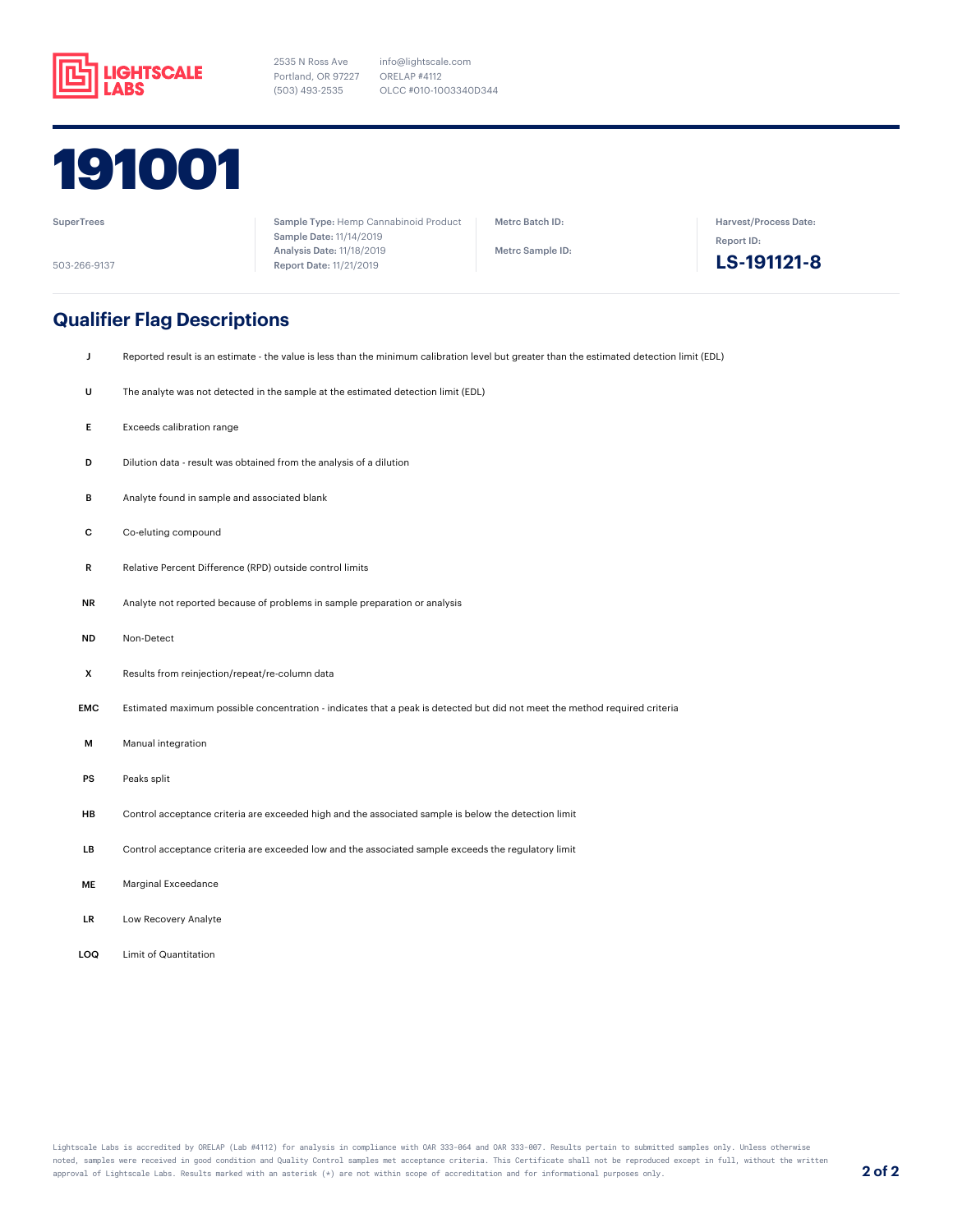LIGHTSCALE LABS

2535 N Ross Ave
Portland, OR 97227
(503) 493-2535

info@lightscale.com
ORELAP #4112
OLCC #010-1003340D344

# 191001

SuperTrees

503-266-9137

**Sample Type:** Hemp Cannabinoid Product
**Sample Date:** 11/14/2019
**Analysis Date:** 11/18/2019
**Report Date:** 11/21/2019

**Metrc Batch ID:**

**Metrc Sample ID:**

**Harvest/Process Date:**

**Report ID:**

**LS-191121-8**

## Qualifier Flag Descriptions

| | |
|---|---|
| **J** | Reported result is an estimate - the value is less than the minimum calibration level but greater than the estimated detection limit (EDL) |
| **U** | The analyte was not detected in the sample at the estimated detection limit (EDL) |
| **E** | Exceeds calibration range |
| **D** | Dilution data - result was obtained from the analysis of a dilution |
| **B** | Analyte found in sample and associated blank |
| **C** | Co-eluting compound |
| **R** | Relative Percent Difference (RPD) outside control limits |
| **NR** | Analyte not reported because of problems in sample preparation or analysis |
| **ND** | Non-Detect |
| **X** | Results from reinjection/repeat/re-column data |
| **EMC** | Estimated maximum possible concentration - indicates that a peak is detected but did not meet the method required criteria |
| **M** | Manual integration |
| **PS** | Peaks split |
| **HB** | Control acceptance criteria are exceeded high and the associated sample is below the detection limit |
| **LB** | Control acceptance criteria are exceeded low and the associated sample exceeds the regulatory limit |
| **ME** | Marginal Exceedance |
| **LR** | Low Recovery Analyte |
| **LOQ** | Limit of Quantitation |

Lightscale Labs is accredited by ORELAP (Lab #4112) for analysis in compliance with OAR 333-064 and OAR 333-007. Results pertain to submitted samples only. Unless otherwise noted, samples were received in good condition and Quality Control samples met acceptance criteria. This Certificate shall not be reproduced except in full, without the written approval of Lightscale Labs. Results marked with an asterisk (*) are not within scope of accreditation and for informational purposes only.